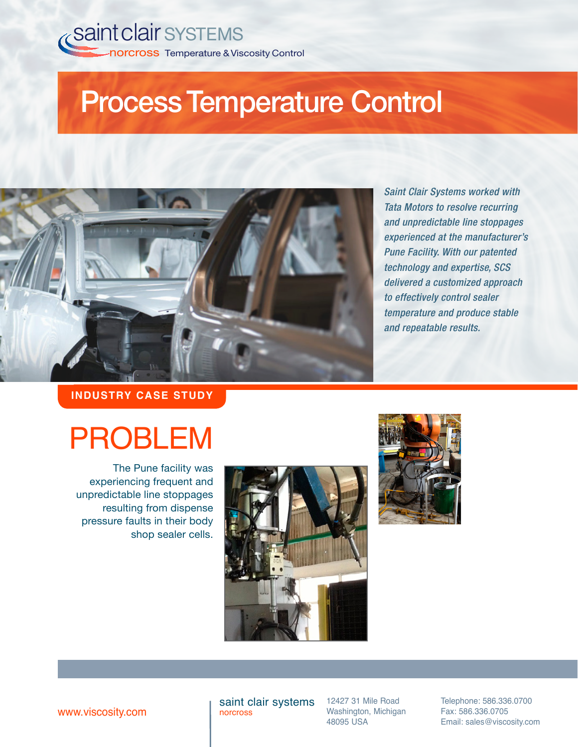saint clair SYSTEMS
norcross Temperature & Viscosity Control

# Process Temperature Control

*Saint Clair Systems worked with Tata Motors to resolve recurring and unpredictable line stoppages experienced at the manufacturer's Pune Facility. With our patented technology and expertise, SCS delivered a customized approach to effectively control sealer temperature and produce stable and repeatable results.*

**INDUSTRY CASE STUDY**

## PROBLEM

The Pune facility was experiencing frequent and unpredictable line stoppages resulting from dispense pressure faults in their body shop sealer cells.

www.viscosity.com

saint clair systems
norcross

12427 31 Mile Road
Washington, Michigan
48095 USA

Telephone: 586.336.0700
Fax: 586.336.0705
Email: sales@viscosity.com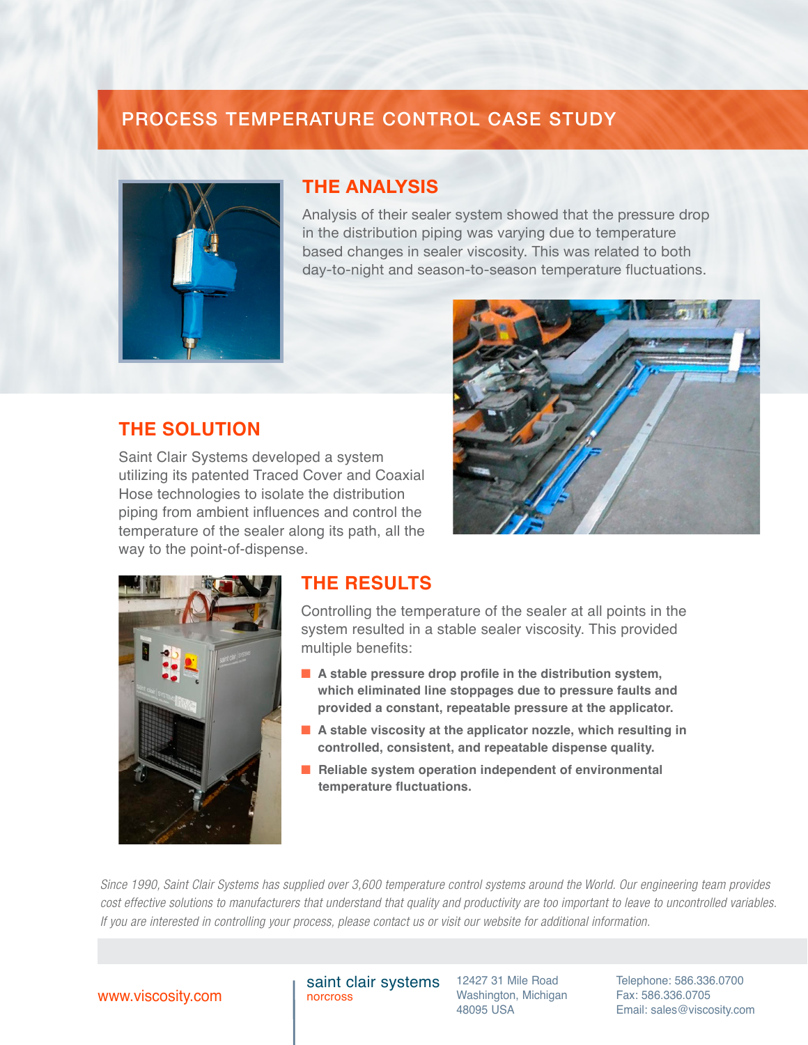# PROCESS TEMPERATURE CONTROL CASE STUDY

## THE ANALYSIS

Analysis of their sealer system showed that the pressure drop in the distribution piping was varying due to temperature based changes in sealer viscosity. This was related to both day-to-night and season-to-season temperature fluctuations.

## THE SOLUTION

Saint Clair Systems developed a system utilizing its patented Traced Cover and Coaxial Hose technologies to isolate the distribution piping from ambient influences and control the temperature of the sealer along its path, all the way to the point-of-dispense.

## THE RESULTS

Controlling the temperature of the sealer at all points in the system resulted in a stable sealer viscosity. This provided multiple benefits:

- **A stable pressure drop profile in the distribution system, which eliminated line stoppages due to pressure faults and provided a constant, repeatable pressure at the applicator.**
- **A stable viscosity at the applicator nozzle, which resulting in controlled, consistent, and repeatable dispense quality.**
- **Reliable system operation independent of environmental temperature fluctuations.**

*Since 1990, Saint Clair Systems has supplied over 3,600 temperature control systems around the World. Our engineering team provides cost effective solutions to manufacturers that understand that quality and productivity are too important to leave to uncontrolled variables. If you are interested in controlling your process, please contact us or visit our website for additional information.*

www.viscosity.com

saint clair systems
norcross

12427 31 Mile Road
Washington, Michigan
48095 USA

Telephone: 586.336.0700
Fax: 586.336.0705
Email: sales@viscosity.com